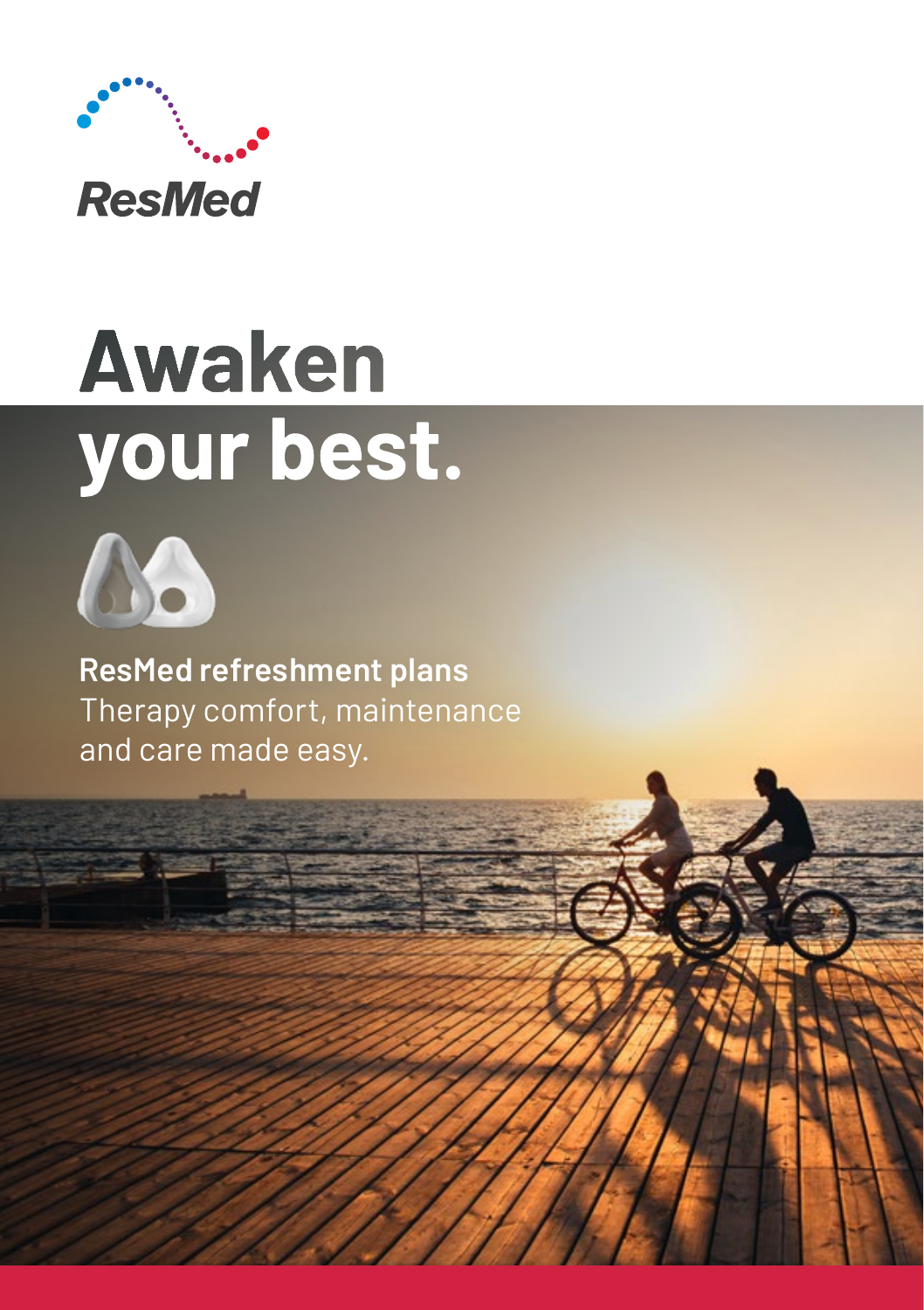ResMed

# Awaken your best.

**ResMed refreshment plans**

Therapy comfort, maintenance and care made easy.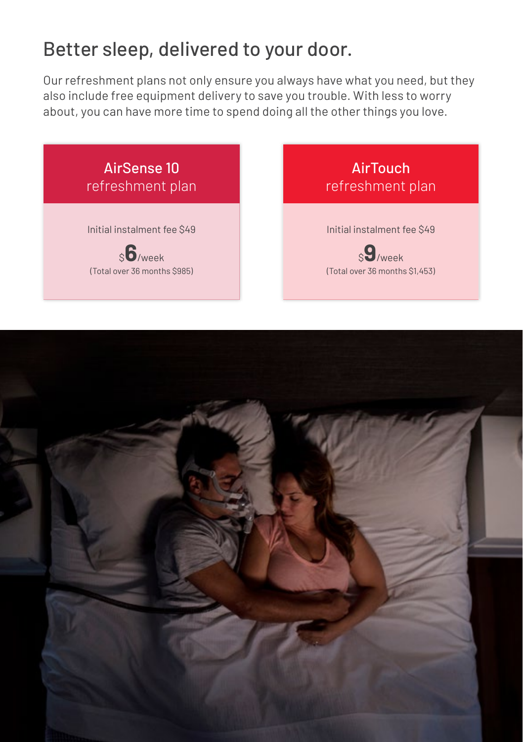# Better sleep, delivered to your door.

Our refreshment plans not only ensure you always have what you need, but they also include free equipment delivery to save you trouble. With less to worry about, you can have more time to spend doing all the other things you love.

## AirSense 10 refreshment plan

Initial instalment fee $49

$**6**/week

(Total over 36 months $985)

## AirTouch refreshment plan

Initial instalment fee $49

$**9**/week

(Total over 36 months $1,453)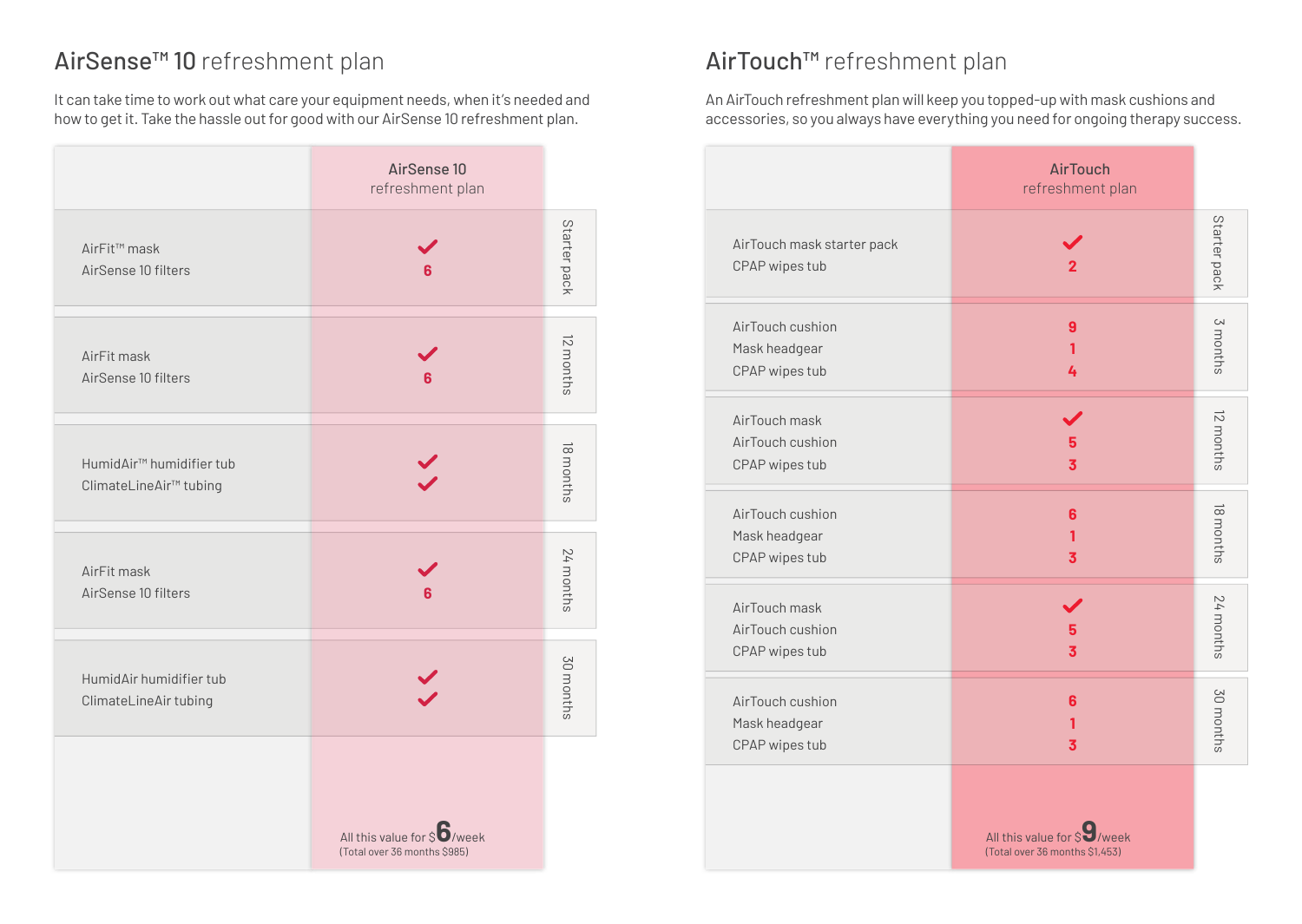## AirSense™ 10 refreshment plan

It can take time to work out what care your equipment needs, when it's needed and how to get it. Take the hassle out for good with our AirSense 10 refreshment plan.

| | AirSense 10 refreshment plan | |
|---|---|---|
| AirFit™ mask<br>AirSense 10 filters | ✓<br>6 | Starter pack |
| AirFit mask<br>AirSense 10 filters | ✓<br>6 | 12 months |
| HumidAir™ humidifier tub<br>ClimateLineAir™ tubing | ✓<br>✓ | 18 months |
| AirFit mask<br>AirSense 10 filters | ✓<br>6 | 24 months |
| HumidAir humidifier tub<br>ClimateLineAir tubing | ✓<br>✓ | 30 months |
| | All this value for $6/week<br>(Total over 36 months $985) | |

## AirTouch™ refreshment plan

An AirTouch refreshment plan will keep you topped-up with mask cushions and accessories, so you always have everything you need for ongoing therapy success.

| | AirTouch refreshment plan | |
|---|---|---|
| AirTouch mask starter pack<br>CPAP wipes tub | ✓<br>2 | Starter pack |
| AirTouch cushion<br>Mask headgear<br>CPAP wipes tub | 9<br>1<br>4 | 3 months |
| AirTouch mask<br>AirTouch cushion<br>CPAP wipes tub | ✓<br>5<br>3 | 12 months |
| AirTouch cushion<br>Mask headgear<br>CPAP wipes tub | 6<br>1<br>3 | 18 months |
| AirTouch mask<br>AirTouch cushion<br>CPAP wipes tub | ✓<br>5<br>3 | 24 months |
| AirTouch cushion<br>Mask headgear<br>CPAP wipes tub | 6<br>1<br>3 | 30 months |
| | All this value for $9/week<br>(Total over 36 months $1,453) | |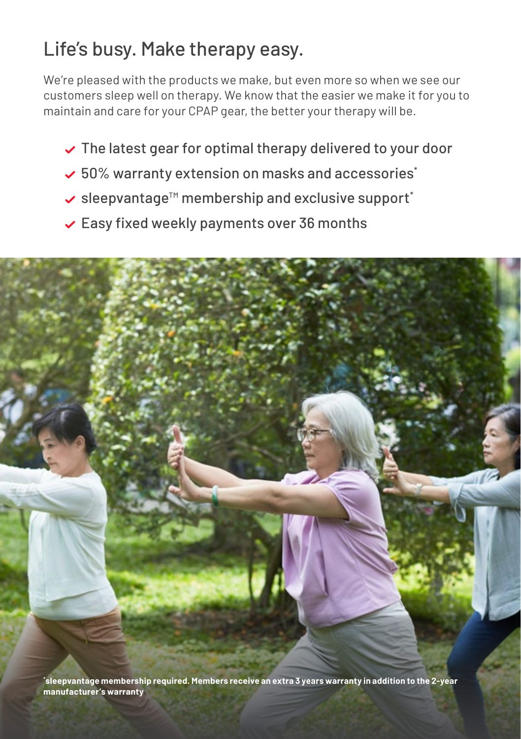# Life's busy. Make therapy easy.

We're pleased with the products we make, but even more so when we see our customers sleep well on therapy. We know that the easier we make it for you to maintain and care for your CPAP gear, the better your therapy will be.

- ✓ The latest gear for optimal therapy delivered to your door
- ✓ 50% warranty extension on masks and accessories*
- ✓ sleepvantage™ membership and exclusive support*
- ✓ Easy fixed weekly payments over 36 months

**\*sleepvantage membership required. Members receive an extra 3 years warranty in addition to the 2-year manufacturer's warranty**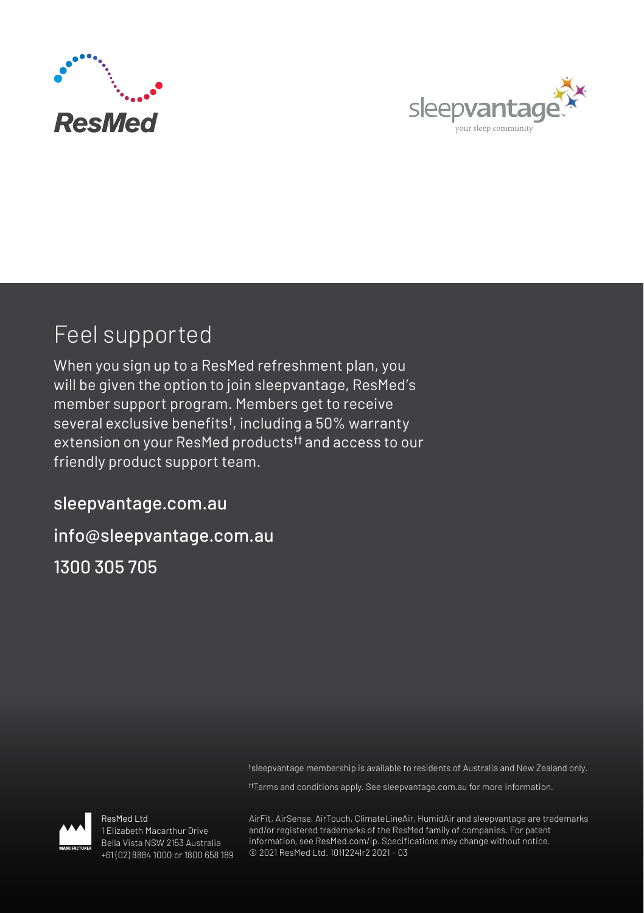ResMed

sleepvantage
your sleep community

## Feel supported

When you sign up to a ResMed refreshment plan, you will be given the option to join sleepvantage, ResMed's member support program. Members get to receive several exclusive benefits†, including a 50% warranty extension on your ResMed products†† and access to our friendly product support team.

sleepvantage.com.au

info@sleepvantage.com.au

1300 305 705

†sleepvantage membership is available to residents of Australia and New Zealand only.

††Terms and conditions apply. See sleepvantage.com.au for more information.

MANUFACTURER

ResMed Ltd
1 Elizabeth Macarthur Drive
Bella Vista NSW 2153 Australia
+61 (02) 8884 1000 or 1800 658 189

AirFit, AirSense, AirTouch, ClimateLineAir, HumidAir and sleepvantage are trademarks and/or registered trademarks of the ResMed family of companies. For patent information, see ResMed.com/ip. Specifications may change without notice.
© 2021 ResMed Ltd. 10112241r2 2021 - 03